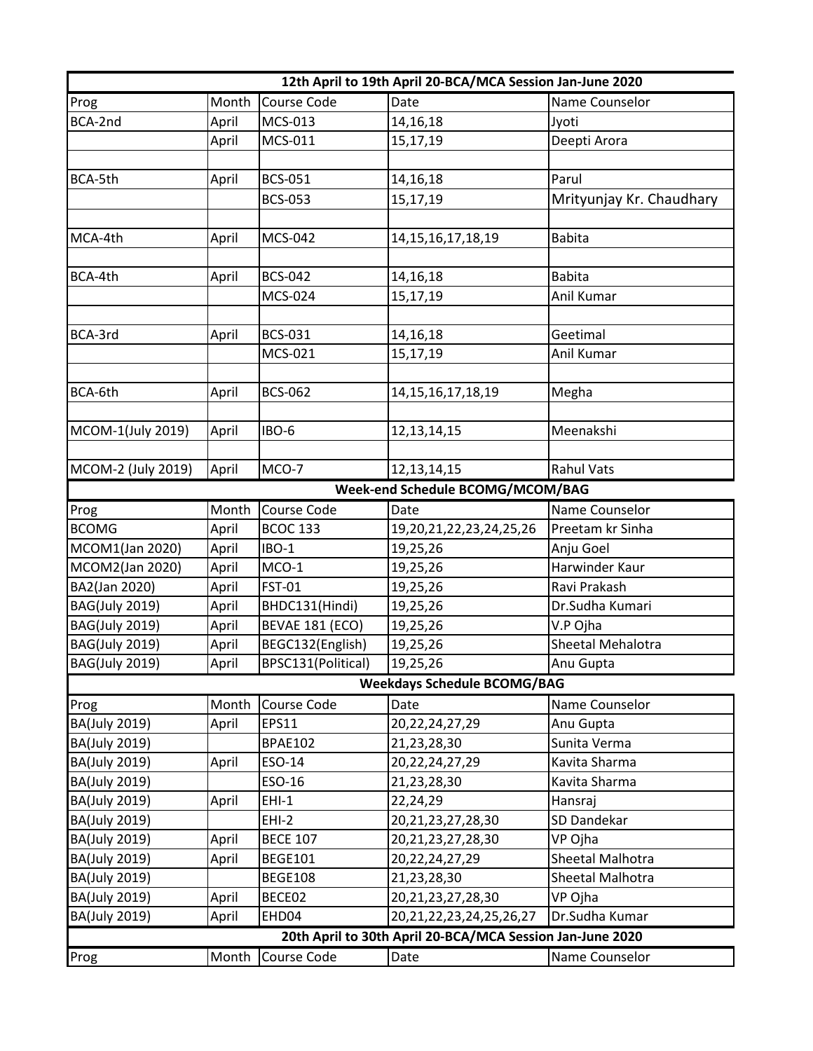| 12th April to 19th April 20-BCA/MCA Session Jan-June 2020 | | | | |
|---|---|---|---|---|
| Prog | Month | Course Code | Date | Name Counselor |
| BCA-2nd | April | MCS-013 | 14,16,18 | Jyoti |
| | April | MCS-011 | 15,17,19 | Deepti Arora |
| | | | | |
| BCA-5th | April | BCS-051 | 14,16,18 | Parul |
| | | BCS-053 | 15,17,19 | Mrityunjay Kr. Chaudhary |
| | | | | |
| MCA-4th | April | MCS-042 | 14,15,16,17,18,19 | Babita |
| | | | | |
| BCA-4th | April | BCS-042 | 14,16,18 | Babita |
| | | MCS-024 | 15,17,19 | Anil Kumar |
| | | | | |
| BCA-3rd | April | BCS-031 | 14,16,18 | Geetimal |
| | | MCS-021 | 15,17,19 | Anil Kumar |
| | | | | |
| BCA-6th | April | BCS-062 | 14,15,16,17,18,19 | Megha |
| | | | | |
| MCOM-1(July 2019) | April | IBO-6 | 12,13,14,15 | Meenakshi |
| | | | | |
| MCOM-2 (July 2019) | April | MCO-7 | 12,13,14,15 | Rahul Vats |

| Week-end Schedule BCOMG/MCOM/BAG | | | | |
|---|---|---|---|---|
| Prog | Month | Course Code | Date | Name Counselor |
| BCOMG | April | BCOC 133 | 19,20,21,22,23,24,25,26 | Preetam kr Sinha |
| MCOM1(Jan 2020) | April | IBO-1 | 19,25,26 | Anju Goel |
| MCOM2(Jan 2020) | April | MCO-1 | 19,25,26 | Harwinder Kaur |
| BA2(Jan 2020) | April | FST-01 | 19,25,26 | Ravi Prakash |
| BAG(July 2019) | April | BHDC131(Hindi) | 19,25,26 | Dr.Sudha Kumari |
| BAG(July 2019) | April | BEVAE 181 (ECO) | 19,25,26 | V.P Ojha |
| BAG(July 2019) | April | BEGC132(English) | 19,25,26 | Sheetal Mehalotra |
| BAG(July 2019) | April | BPSC131(Political) | 19,25,26 | Anu Gupta |

| Weekdays Schedule BCOMG/BAG | | | | |
|---|---|---|---|---|
| Prog | Month | Course Code | Date | Name Counselor |
| BA(July 2019) | April | EPS11 | 20,22,24,27,29 | Anu Gupta |
| BA(July 2019) | | BPAE102 | 21,23,28,30 | Sunita Verma |
| BA(July 2019) | April | ESO-14 | 20,22,24,27,29 | Kavita Sharma |
| BA(July 2019) | | ESO-16 | 21,23,28,30 | Kavita Sharma |
| BA(July 2019) | April | EHI-1 | 22,24,29 | Hansraj |
| BA(July 2019) | | EHI-2 | 20,21,23,27,28,30 | SD Dandekar |
| BA(July 2019) | April | BECE 107 | 20,21,23,27,28,30 | VP Ojha |
| BA(July 2019) | April | BEGE101 | 20,22,24,27,29 | Sheetal Malhotra |
| BA(July 2019) | | BEGE108 | 21,23,28,30 | Sheetal Malhotra |
| BA(July 2019) | April | BECE02 | 20,21,23,27,28,30 | VP Ojha |
| BA(July 2019) | April | EHD04 | 20,21,22,23,24,25,26,27 | Dr.Sudha Kumar |

| 20th April to 30th April 20-BCA/MCA Session Jan-June 2020 | | | | |
|---|---|---|---|---|
| Prog | Month | Course Code | Date | Name Counselor |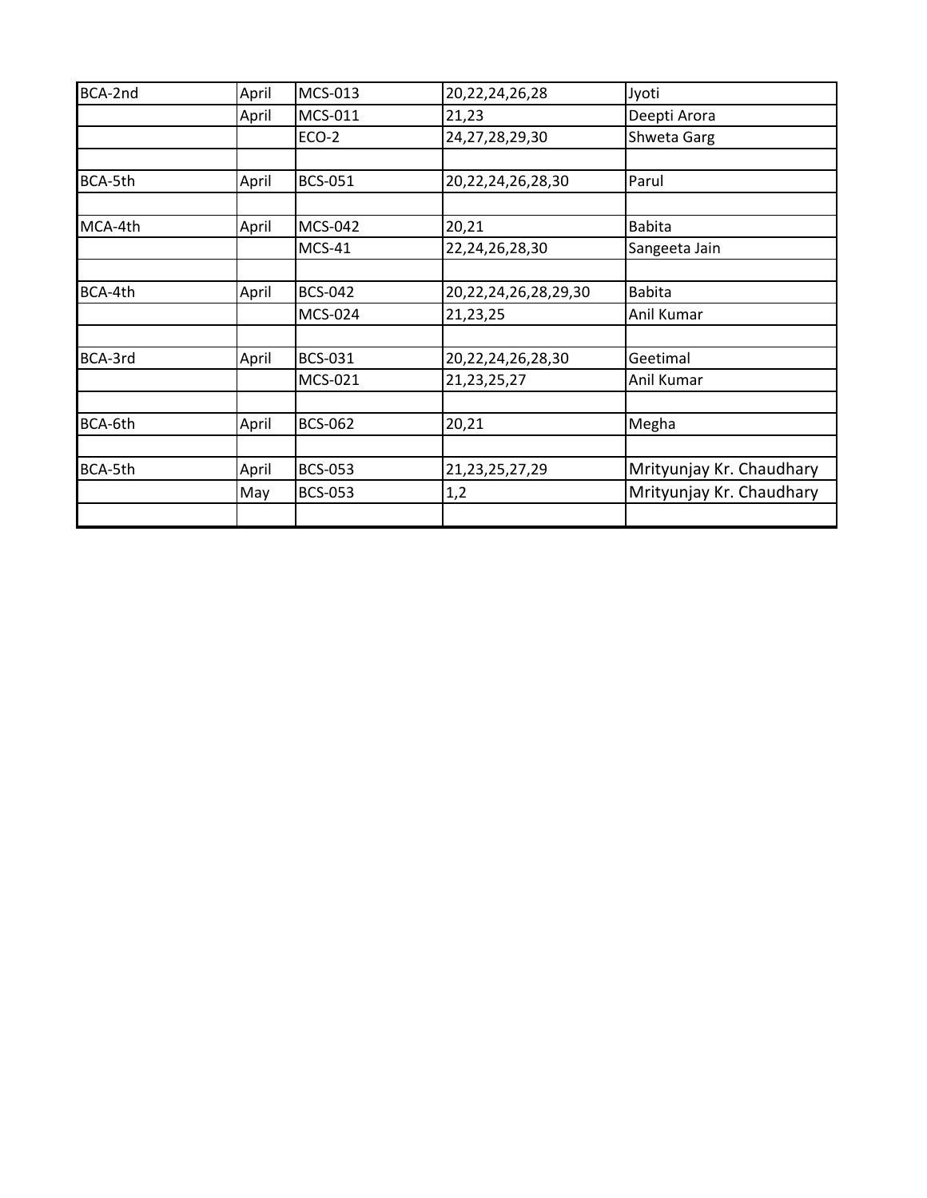| BCA-2nd | April | MCS-013 | 20,22,24,26,28 | Jyoti |
|---|---|---|---|---|
| | April | MCS-011 | 21,23 | Deepti Arora |
| | | ECO-2 | 24,27,28,29,30 | Shweta Garg |
| | | | | |
| BCA-5th | April | BCS-051 | 20,22,24,26,28,30 | Parul |
| | | | | |
| MCA-4th | April | MCS-042 | 20,21 | Babita |
| | | MCS-41 | 22,24,26,28,30 | Sangeeta Jain |
| | | | | |
| BCA-4th | April | BCS-042 | 20,22,24,26,28,29,30 | Babita |
| | | MCS-024 | 21,23,25 | Anil Kumar |
| | | | | |
| BCA-3rd | April | BCS-031 | 20,22,24,26,28,30 | Geetimal |
| | | MCS-021 | 21,23,25,27 | Anil Kumar |
| | | | | |
| BCA-6th | April | BCS-062 | 20,21 | Megha |
| | | | | |
| BCA-5th | April | BCS-053 | 21,23,25,27,29 | Mrityunjay Kr. Chaudhary |
| | May | BCS-053 | 1,2 | Mrityunjay Kr. Chaudhary |
| | | | | |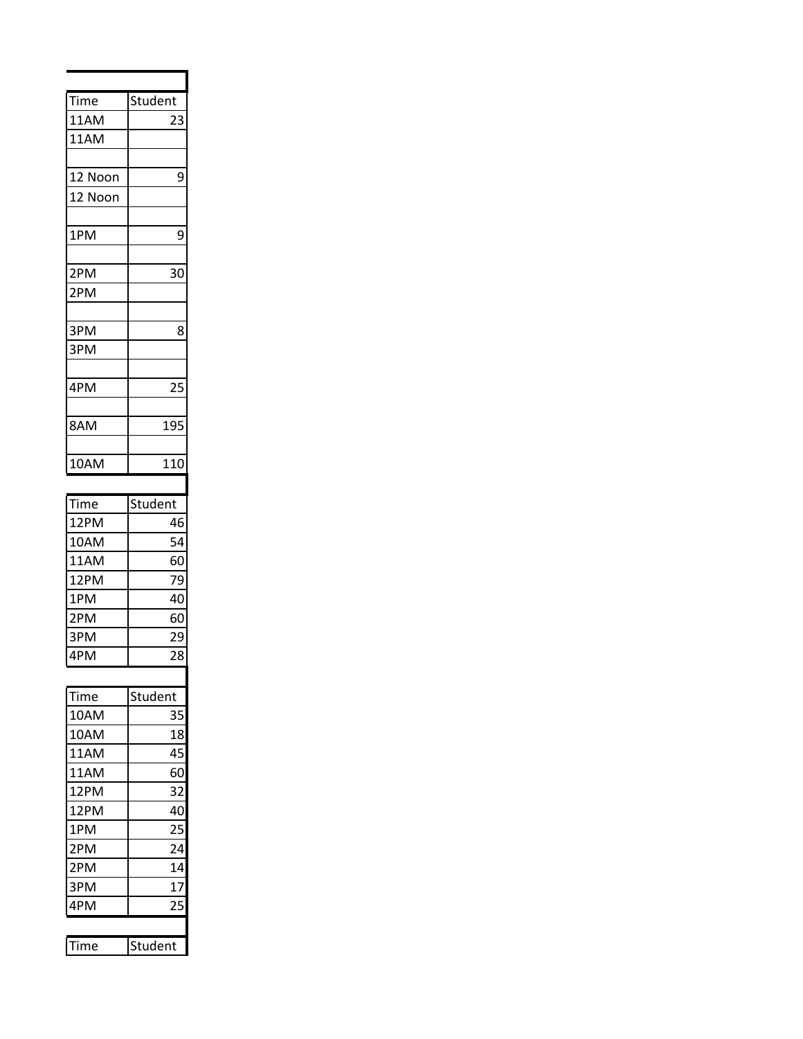| Time | Student |
|---|---|
| 11AM | 23 |
| 11AM | |
| | |
| 12 Noon | 9 |
| 12 Noon | |
| | |
| 1PM | 9 |
| | |
| 2PM | 30 |
| 2PM | |
| | |
| 3PM | 8 |
| 3PM | |
| | |
| 4PM | 25 |
| | |
| 8AM | 195 |
| | |
| 10AM | 110 |

| Time | Student |
|---|---|
| 12PM | 46 |
| 10AM | 54 |
| 11AM | 60 |
| 12PM | 79 |
| 1PM | 40 |
| 2PM | 60 |
| 3PM | 29 |
| 4PM | 28 |

| Time | Student |
|---|---|
| 10AM | 35 |
| 10AM | 18 |
| 11AM | 45 |
| 11AM | 60 |
| 12PM | 32 |
| 12PM | 40 |
| 1PM | 25 |
| 2PM | 24 |
| 2PM | 14 |
| 3PM | 17 |
| 4PM | 25 |

| Time | Student |
|---|---|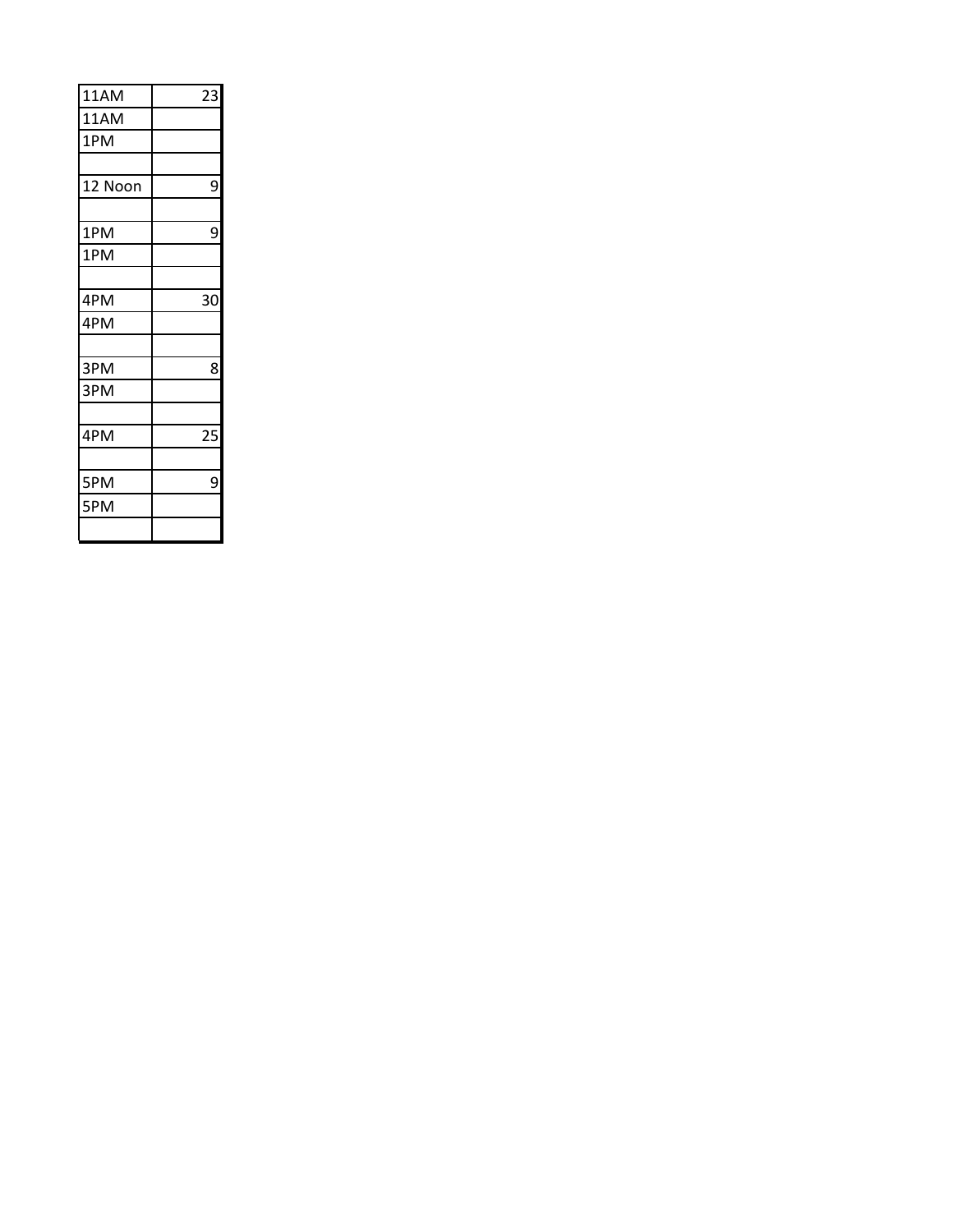| | |
|---|---|
| 11AM | 23 |
| 11AM | |
| 1PM | |
| | |
| 12 Noon | 9 |
| | |
| 1PM | 9 |
| 1PM | |
| | |
| 4PM | 30 |
| 4PM | |
| | |
| 3PM | 8 |
| 3PM | |
| | |
| 4PM | 25 |
| | |
| 5PM | 9 |
| 5PM | |
| | |